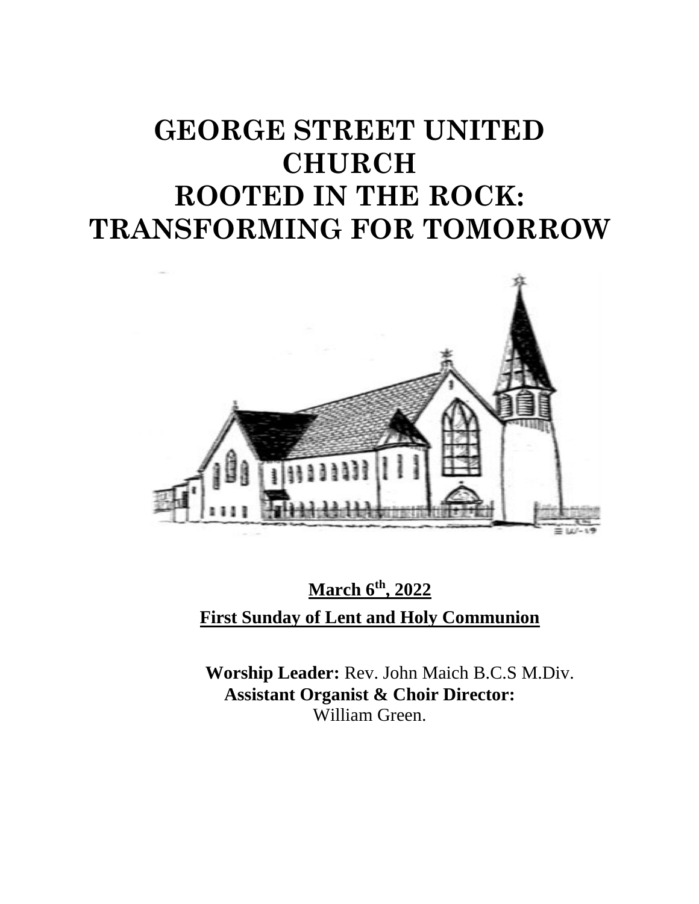# GEORGE STREET UNITED CHURCH
# ROOTED IN THE ROCK: TRANSFORMING FOR TOMORROW

**March 6th, 2022**

**First Sunday of Lent and Holy Communion**

**Worship Leader:** Rev. John Maich B.C.S M.Div.
**Assistant Organist & Choir Director:** William Green.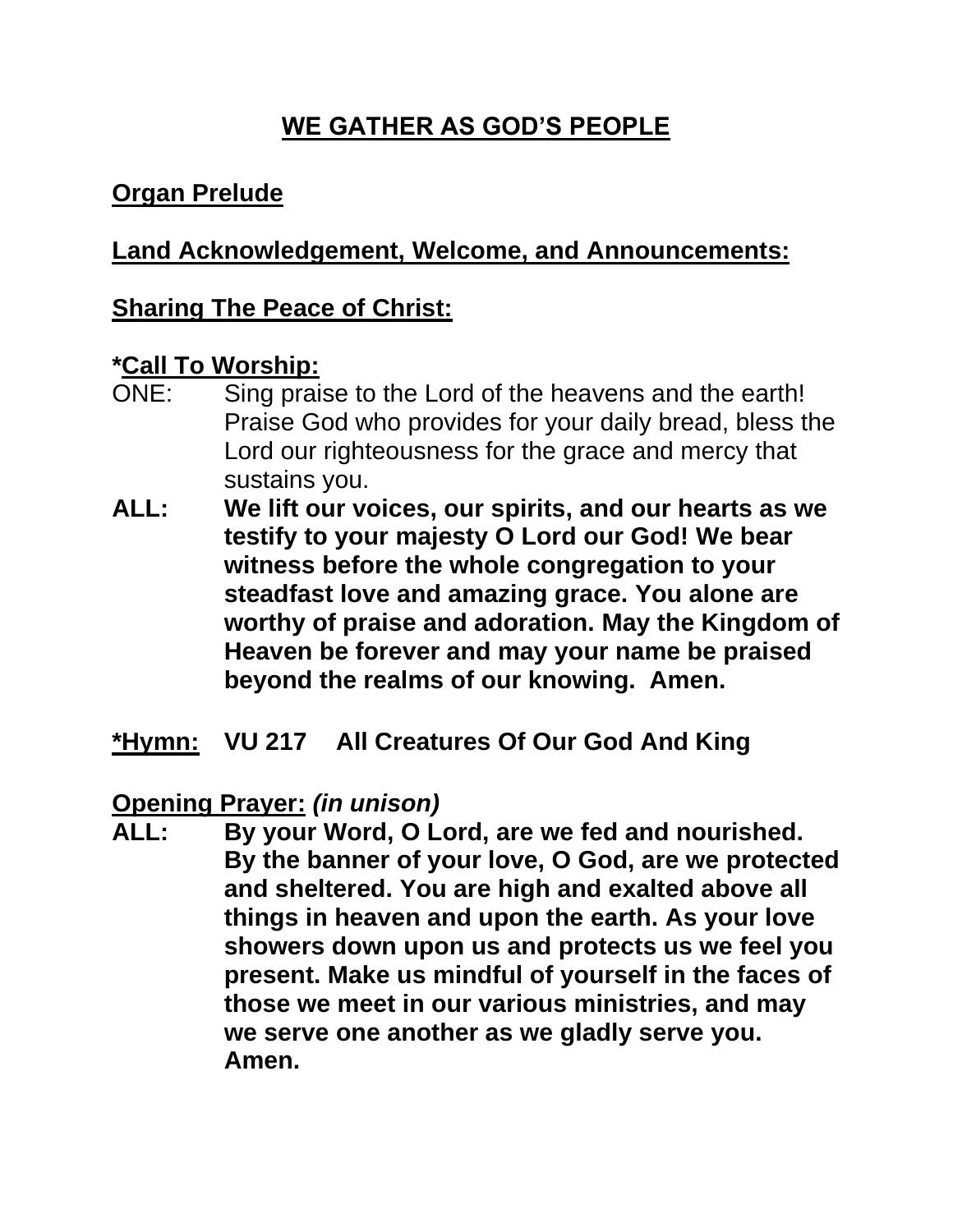## WE GATHER AS GOD'S PEOPLE

**Organ Prelude**

**Land Acknowledgement, Welcome, and Announcements:**

**Sharing The Peace of Christ:**

**\*Call To Worship:**

ONE: Sing praise to the Lord of the heavens and the earth! Praise God who provides for your daily bread, bless the Lord our righteousness for the grace and mercy that sustains you.

**ALL: We lift our voices, our spirits, and our hearts as we testify to your majesty O Lord our God! We bear witness before the whole congregation to your steadfast love and amazing grace. You alone are worthy of praise and adoration. May the Kingdom of Heaven be forever and may your name be praised beyond the realms of our knowing. Amen.**

**\*Hymn: VU 217 All Creatures Of Our God And King**

**Opening Prayer:** ***(in unison)***

**ALL: By your Word, O Lord, are we fed and nourished. By the banner of your love, O God, are we protected and sheltered. You are high and exalted above all things in heaven and upon the earth. As your love showers down upon us and protects us we feel you present. Make us mindful of yourself in the faces of those we meet in our various ministries, and may we serve one another as we gladly serve you. Amen.**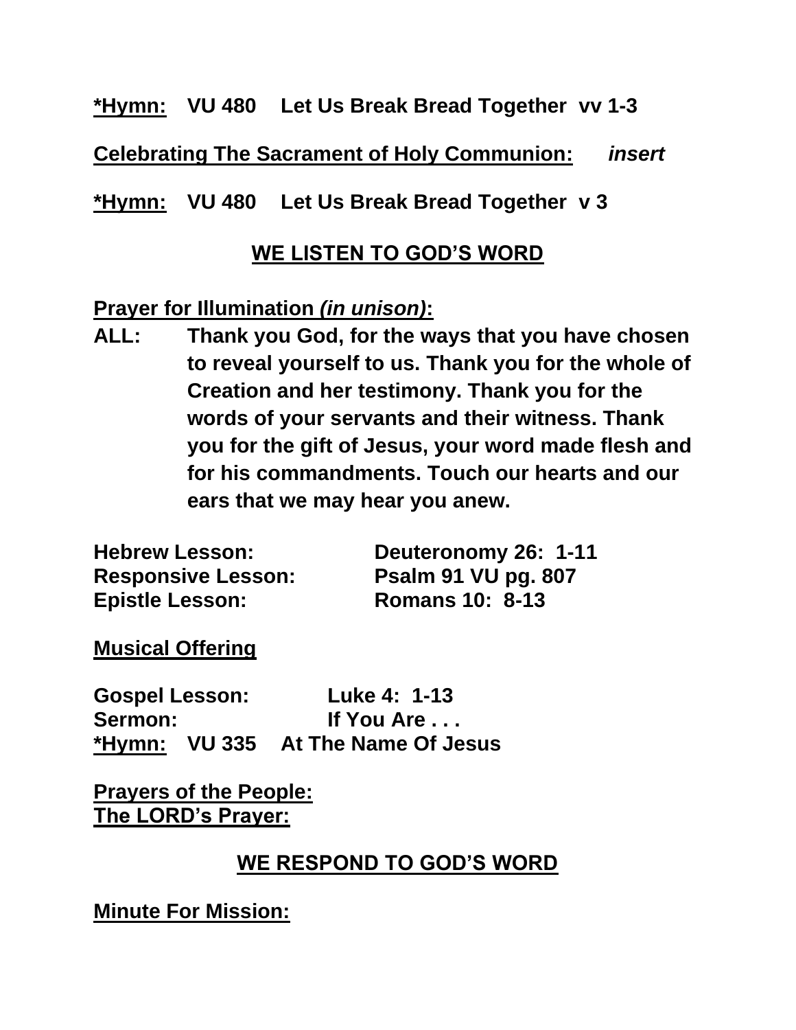**\*Hymn:** **VU 480 Let Us Break Bread Together vv 1-3**

**Celebrating The Sacrament of Holy Communion:** ***insert***

**\*Hymn:** **VU 480 Let Us Break Bread Together v 3**

## WE LISTEN TO GOD'S WORD

**Prayer for Illumination *(in unison)*:**

**ALL:** **Thank you God, for the ways that you have chosen to reveal yourself to us. Thank you for the whole of Creation and her testimony. Thank you for the words of your servants and their witness. Thank you for the gift of Jesus, your word made flesh and for his commandments. Touch our hearts and our ears that we may hear you anew.**

**Hebrew Lesson:** **Deuteronomy 26: 1-11**
**Responsive Lesson:** **Psalm 91 VU pg. 807**
**Epistle Lesson:** **Romans 10: 8-13**

**Musical Offering**

**Gospel Lesson:** **Luke 4: 1-13**
**Sermon:** **If You Are . . .**
**\*Hymn:** **VU 335 At The Name Of Jesus**

**Prayers of the People:**
**The LORD's Prayer:**

## WE RESPOND TO GOD'S WORD

**Minute For Mission:**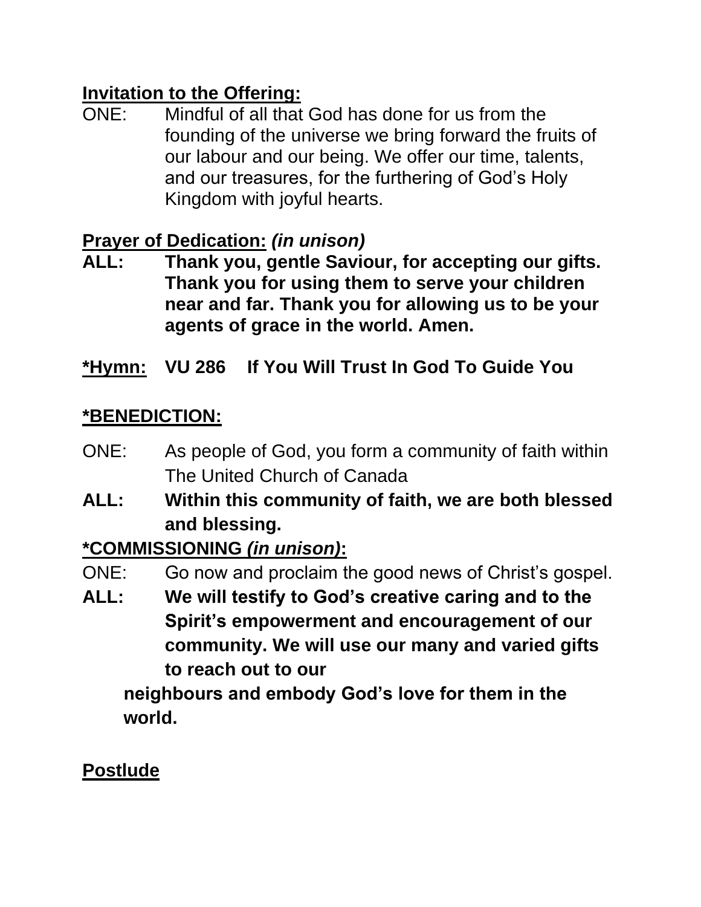**Invitation to the Offering:**

ONE: Mindful of all that God has done for us from the founding of the universe we bring forward the fruits of our labour and our being. We offer our time, talents, and our treasures, for the furthering of God's Holy Kingdom with joyful hearts.

**Prayer of Dedication:** ***(in unison)***

**ALL: Thank you, gentle Saviour, for accepting our gifts. Thank you for using them to serve your children near and far. Thank you for allowing us to be your agents of grace in the world. Amen.**

**\*Hymn: VU 286 If You Will Trust In God To Guide You**

**\*BENEDICTION:**

ONE: As people of God, you form a community of faith within The United Church of Canada

**ALL: Within this community of faith, we are both blessed and blessing.**

**\*COMMISSIONING *(in unison)*:**

ONE: Go now and proclaim the good news of Christ's gospel.

**ALL: We will testify to God's creative caring and to the Spirit's empowerment and encouragement of our community. We will use our many and varied gifts to reach out to our neighbours and embody God's love for them in the world.**

**Postlude**